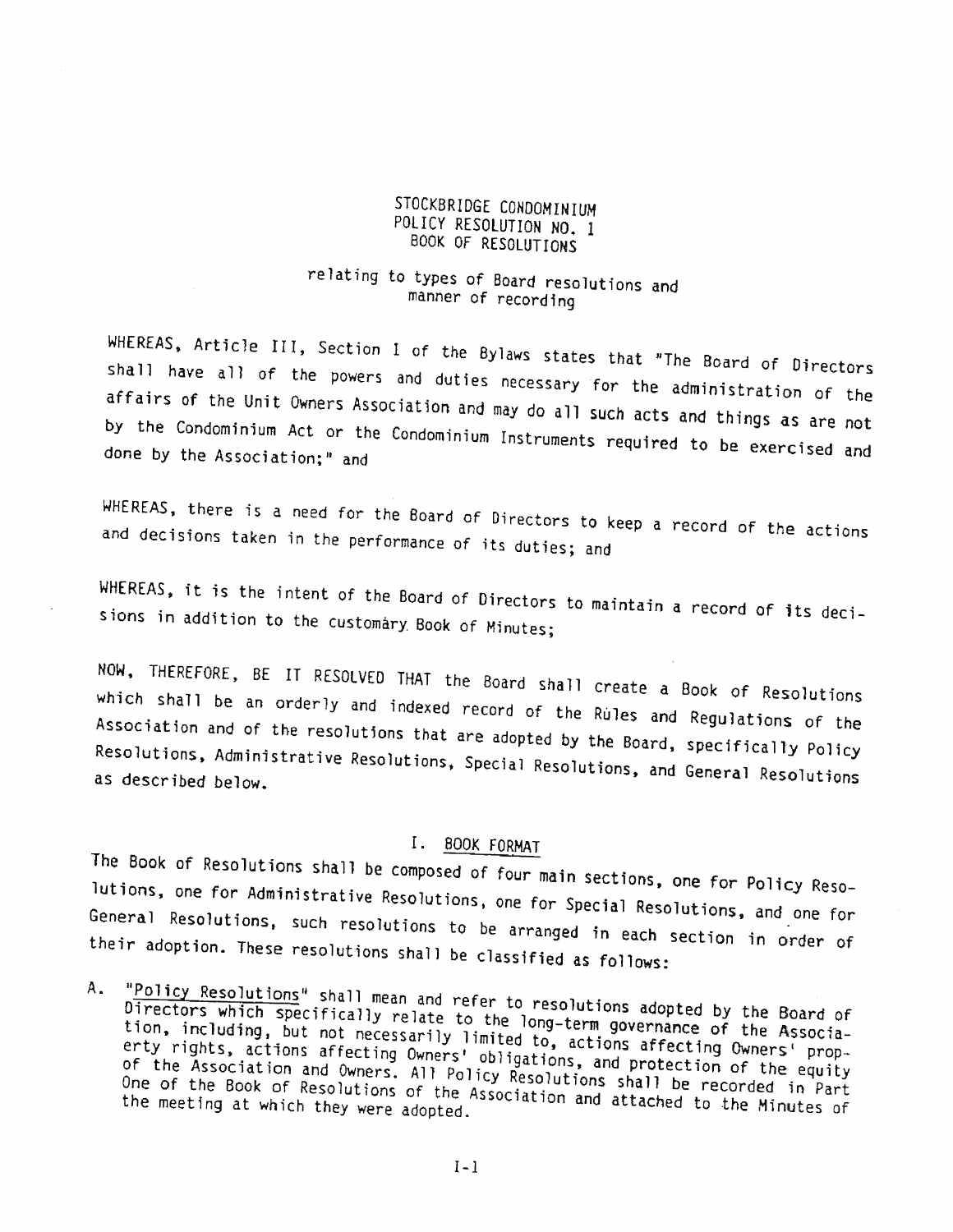# STOCKBRIDGE CONDOMINIUM
## POLICY RESOLUTION NO. 1
## BOOK OF RESOLUTIONS

relating to types of Board resolutions and manner of recording

WHEREAS, Article III, Section I of the Bylaws states that "The Board of Directors shall have all of the powers and duties necessary for the administration of the affairs of the Unit Owners Association and may do all such acts and things as are not by the Condominium Act or the Condominium Instruments required to be exercised and done by the Association;" and

WHEREAS, there is a need for the Board of Directors to keep a record of the actions and decisions taken in the performance of its duties; and

WHEREAS, it is the intent of the Board of Directors to maintain a record of its decisions in addition to the customary Book of Minutes;

NOW, THEREFORE, BE IT RESOLVED THAT the Board shall create a Book of Resolutions which shall be an orderly and indexed record of the Rules and Regulations of the Association and of the resolutions that are adopted by the Board, specifically Policy Resolutions, Administrative Resolutions, Special Resolutions, and General Resolutions as described below.

## I. BOOK FORMAT

The Book of Resolutions shall be composed of four main sections, one for Policy Resolutions, one for Administrative Resolutions, one for Special Resolutions, and one for General Resolutions, such resolutions to be arranged in each section in order of their adoption. These resolutions shall be classified as follows:

A. "Policy Resolutions" shall mean and refer to resolutions adopted by the Board of Directors which specifically relate to the long-term governance of the Association, including, but not necessarily limited to, actions affecting Owners' property rights, actions affecting Owners' obligations, and protection of the equity of the Association and Owners. All Policy Resolutions shall be recorded in Part One of the Book of Resolutions of the Association and attached to the Minutes of the meeting at which they were adopted.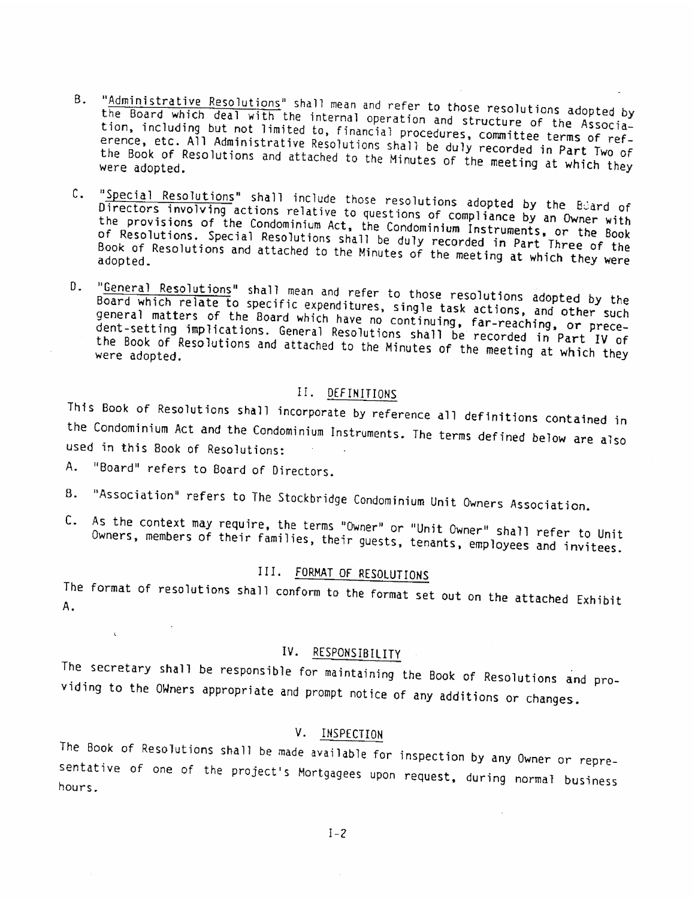B. "Administrative Resolutions" shall mean and refer to those resolutions adopted by the Board which deal with the internal operation and structure of the Association, including but not limited to, financial procedures, committee terms of reference, etc. All Administrative Resolutions shall be duly recorded in Part Two of the Book of Resolutions and attached to the Minutes of the meeting at which they were adopted.

C. "Special Resolutions" shall include those resolutions adopted by the Board of Directors involving actions relative to questions of compliance by an Owner with the provisions of the Condominium Act, the Condominium Instruments, or the Book of Resolutions. Special Resolutions shall be duly recorded in Part Three of the Book of Resolutions and attached to the Minutes of the meeting at which they were adopted.

D. "General Resolutions" shall mean and refer to those resolutions adopted by the Board which relate to specific expenditures, single task actions, and other such general matters of the Board which have no continuing, far-reaching, or precedent-setting implications. General Resolutions shall be recorded in Part IV of the Book of Resolutions and attached to the Minutes of the meeting at which they were adopted.

## II. DEFINITIONS

This Book of Resolutions shall incorporate by reference all definitions contained in the Condominium Act and the Condominium Instruments. The terms defined below are also used in this Book of Resolutions:

A. "Board" refers to Board of Directors.

B. "Association" refers to The Stockbridge Condominium Unit Owners Association.

C. As the context may require, the terms "Owner" or "Unit Owner" shall refer to Unit Owners, members of their families, their guests, tenants, employees and invitees.

## III. FORMAT OF RESOLUTIONS

The format of resolutions shall conform to the format set out on the attached Exhibit A.

## IV. RESPONSIBILITY

The secretary shall be responsible for maintaining the Book of Resolutions and providing to the OWners appropriate and prompt notice of any additions or changes.

## V. INSPECTION

The Book of Resolutions shall be made available for inspection by any Owner or representative of one of the project's Mortgagees upon request, during normal business hours.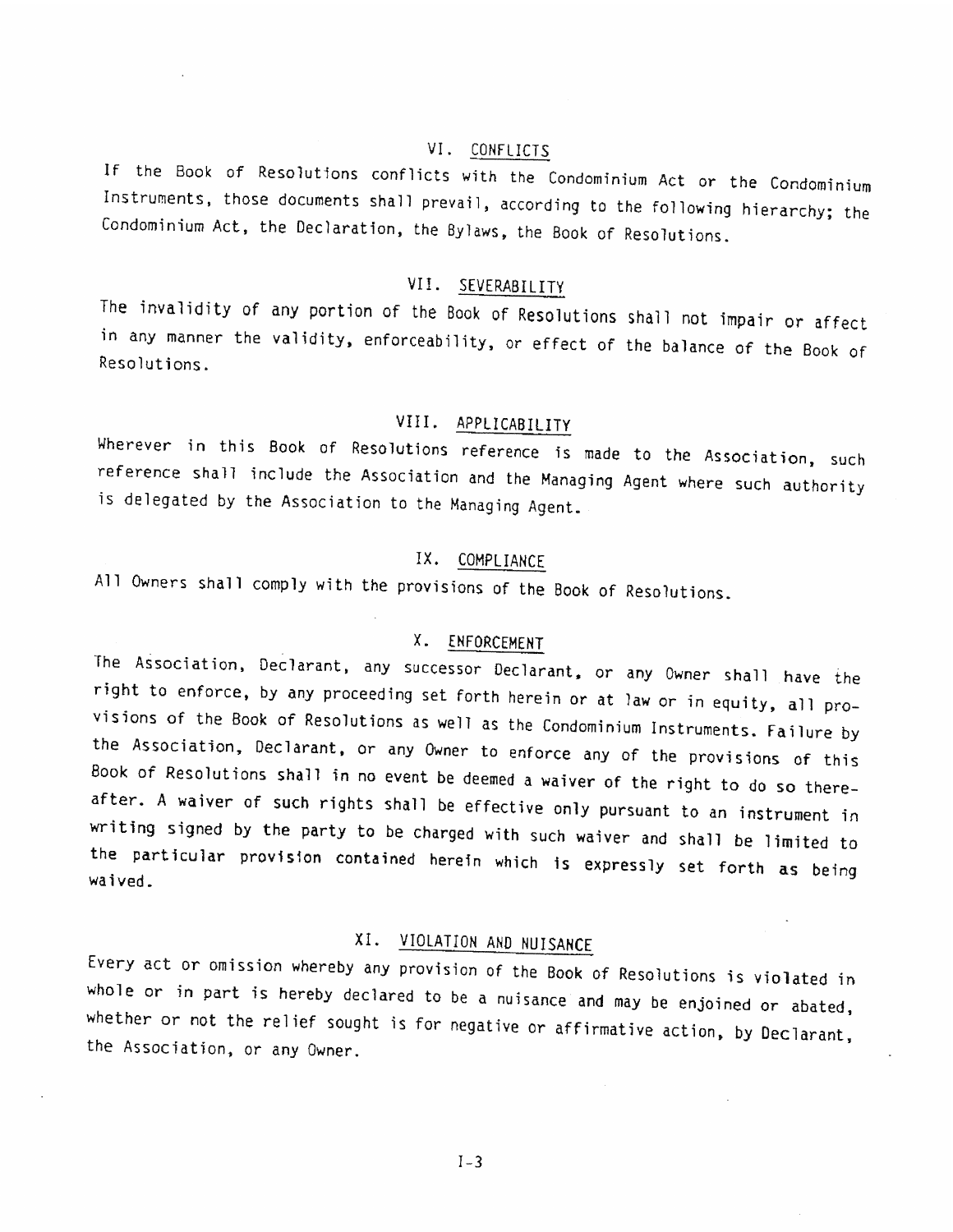## VI. CONFLICTS

If the Book of Resolutions conflicts with the Condominium Act or the Condominium Instruments, those documents shall prevail, according to the following hierarchy; the Condominium Act, the Declaration, the Bylaws, the Book of Resolutions.

## VII. SEVERABILITY

The invalidity of any portion of the Book of Resolutions shall not impair or affect in any manner the validity, enforceability, or effect of the balance of the Book of Resolutions.

## VIII. APPLICABILITY

Wherever in this Book of Resolutions reference is made to the Association, such reference shall include the Association and the Managing Agent where such authority is delegated by the Association to the Managing Agent.

## IX. COMPLIANCE

All Owners shall comply with the provisions of the Book of Resolutions.

## X. ENFORCEMENT

The Association, Declarant, any successor Declarant, or any Owner shall have the right to enforce, by any proceeding set forth herein or at law or in equity, all provisions of the Book of Resolutions as well as the Condominium Instruments. Failure by the Association, Declarant, or any Owner to enforce any of the provisions of this Book of Resolutions shall in no event be deemed a waiver of the right to do so thereafter. A waiver of such rights shall be effective only pursuant to an instrument in writing signed by the party to be charged with such waiver and shall be limited to the particular provision contained herein which is expressly set forth as being waived.

## XI. VIOLATION AND NUISANCE

Every act or omission whereby any provision of the Book of Resolutions is violated in whole or in part is hereby declared to be a nuisance and may be enjoined or abated, whether or not the relief sought is for negative or affirmative action, by Declarant, the Association, or any Owner.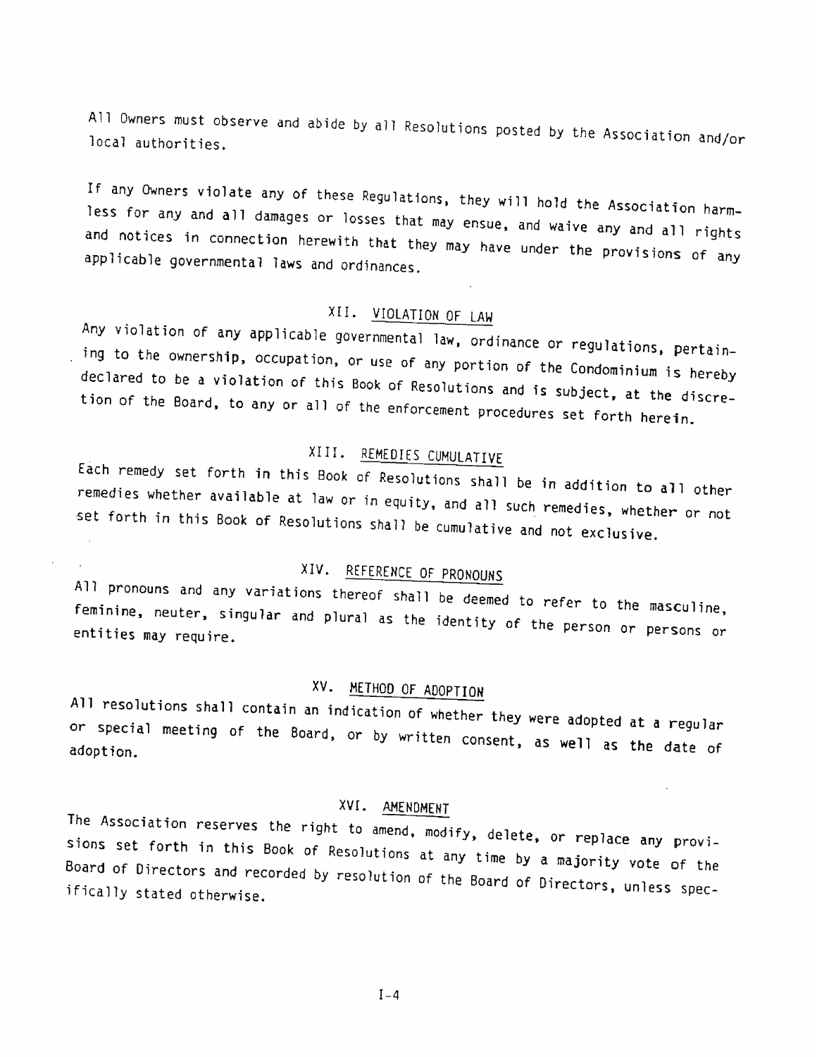All Owners must observe and abide by all Resolutions posted by the Association and/or local authorities.

If any Owners violate any of these Regulations, they will hold the Association harmless for any and all damages or losses that may ensue, and waive any and all rights and notices in connection herewith that they may have under the provisions of any applicable governmental laws and ordinances.

## XII. VIOLATION OF LAW

Any violation of any applicable governmental law, ordinance or regulations, pertaining to the ownership, occupation, or use of any portion of the Condominium is hereby declared to be a violation of this Book of Resolutions and is subject, at the discretion of the Board, to any or all of the enforcement procedures set forth herein.

## XIII. REMEDIES CUMULATIVE

Each remedy set forth in this Book of Resolutions shall be in addition to all other remedies whether available at law or in equity, and all such remedies, whether or not set forth in this Book of Resolutions shall be cumulative and not exclusive.

## XIV. REFERENCE OF PRONOUNS

All pronouns and any variations thereof shall be deemed to refer to the masculine, feminine, neuter, singular and plural as the identity of the person or persons or entities may require.

## XV. METHOD OF ADOPTION

All resolutions shall contain an indication of whether they were adopted at a regular or special meeting of the Board, or by written consent, as well as the date of adoption.

## XVI. AMENDMENT

The Association reserves the right to amend, modify, delete, or replace any provisions set forth in this Book of Resolutions at any time by a majority vote of the Board of Directors and recorded by resolution of the Board of Directors, unless specifically stated otherwise.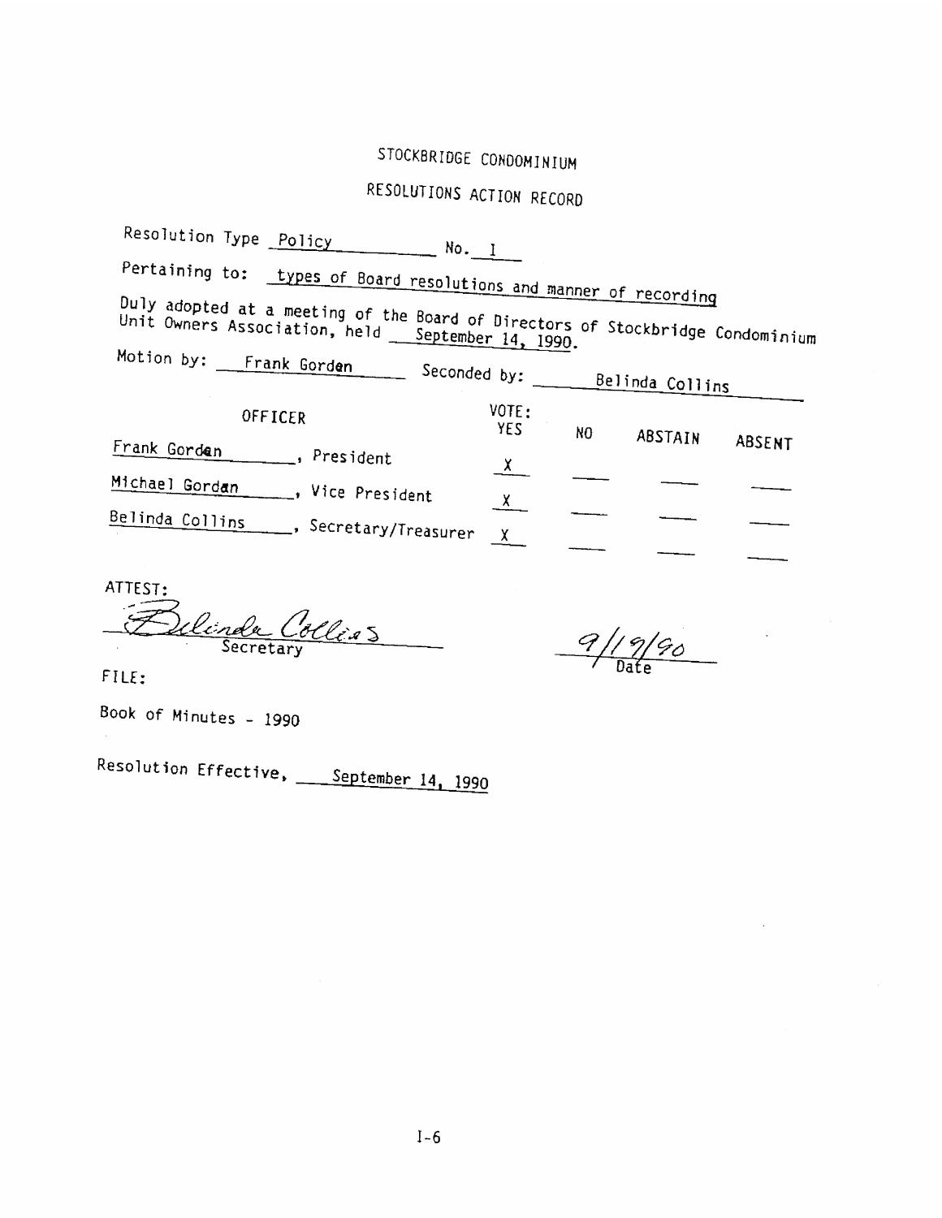# STOCKBRIDGE CONDOMINIUM

## RESOLUTIONS ACTION RECORD

Resolution Type Policy No. 1

Pertaining to: types of Board resolutions and manner of recording

Duly adopted at a meeting of the Board of Directors of Stockbridge Condominium Unit Owners Association, held September 14, 1990.

Motion by: Frank Gordon Seconded by: Belinda Collins

| OFFICER | VOTE: YES | NO | ABSTAIN | ABSENT |
|---|---|---|---|---|
| Frank Gordon, President | X | | | |
| Michael Gordan, Vice President | X | | | |
| Belinda Collins, Secretary/Treasurer | X | | | |

ATTEST:

Belinda Collins
Secretary

9/19/90
Date

FILE:

Book of Minutes - 1990

Resolution Effective, September 14, 1990